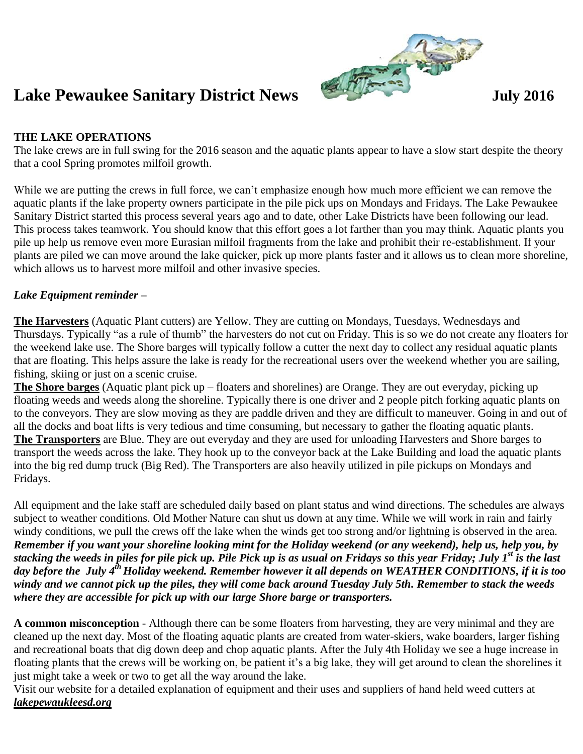# Lake Pewaukee Sanitary District News July 2016

**THE LAKE OPERATIONS**

The lake crews are in full swing for the 2016 season and the aquatic plants appear to have a slow start despite the theory that a cool Spring promotes milfoil growth.

While we are putting the crews in full force, we can't emphasize enough how much more efficient we can remove the aquatic plants if the lake property owners participate in the pile pick ups on Mondays and Fridays. The Lake Pewaukee Sanitary District started this process several years ago and to date, other Lake Districts have been following our lead. This process takes teamwork. You should know that this effort goes a lot farther than you may think. Aquatic plants you pile up help us remove even more Eurasian milfoil fragments from the lake and prohibit their re-establishment. If your plants are piled we can move around the lake quicker, pick up more plants faster and it allows us to clean more shoreline, which allows us to harvest more milfoil and other invasive species.

***Lake Equipment reminder –***

**The Harvesters** (Aquatic Plant cutters) are Yellow. They are cutting on Mondays, Tuesdays, Wednesdays and Thursdays. Typically "as a rule of thumb" the harvesters do not cut on Friday. This is so we do not create any floaters for the weekend lake use. The Shore barges will typically follow a cutter the next day to collect any residual aquatic plants that are floating. This helps assure the lake is ready for the recreational users over the weekend whether you are sailing, fishing, skiing or just on a scenic cruise.

**The Shore barges** (Aquatic plant pick up – floaters and shorelines) are Orange. They are out everyday, picking up floating weeds and weeds along the shoreline. Typically there is one driver and 2 people pitch forking aquatic plants on to the conveyors. They are slow moving as they are paddle driven and they are difficult to maneuver. Going in and out of all the docks and boat lifts is very tedious and time consuming, but necessary to gather the floating aquatic plants.

**The Transporters** are Blue. They are out everyday and they are used for unloading Harvesters and Shore barges to transport the weeds across the lake. They hook up to the conveyor back at the Lake Building and load the aquatic plants into the big red dump truck (Big Red). The Transporters are also heavily utilized in pile pickups on Mondays and Fridays.

All equipment and the lake staff are scheduled daily based on plant status and wind directions. The schedules are always subject to weather conditions. Old Mother Nature can shut us down at any time. While we will work in rain and fairly windy conditions, we pull the crews off the lake when the winds get too strong and/or lightning is observed in the area. ***Remember if you want your shoreline looking mint for the Holiday weekend (or any weekend), help us, help you, by stacking the weeds in piles for pile pick up. Pile Pick up is as usual on Fridays so this year Friday; July 1st is the last day before the July 4th Holiday weekend. Remember however it all depends on WEATHER CONDITIONS, if it is too windy and we cannot pick up the piles, they will come back around Tuesday July 5th. Remember to stack the weeds where they are accessible for pick up with our large Shore barge or transporters.***

**A common misconception** - Although there can be some floaters from harvesting, they are very minimal and they are cleaned up the next day. Most of the floating aquatic plants are created from water-skiers, wake boarders, larger fishing and recreational boats that dig down deep and chop aquatic plants. After the July 4th Holiday we see a huge increase in floating plants that the crews will be working on, be patient it's a big lake, they will get around to clean the shorelines it just might take a week or two to get all the way around the lake.

Visit our website for a detailed explanation of equipment and their uses and suppliers of hand held weed cutters at ***lakepewaukeesd.org***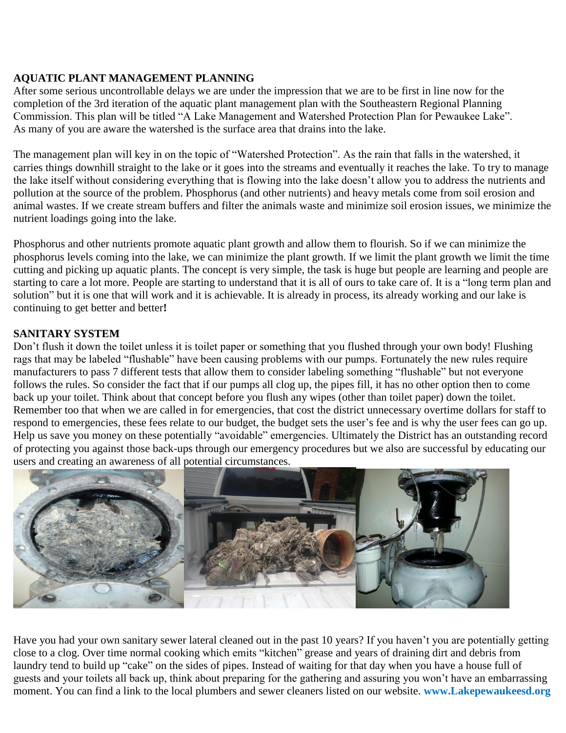**AQUATIC PLANT MANAGEMENT PLANNING**

After some serious uncontrollable delays we are under the impression that we are to be first in line now for the completion of the 3rd iteration of the aquatic plant management plan with the Southeastern Regional Planning Commission. This plan will be titled "A Lake Management and Watershed Protection Plan for Pewaukee Lake". As many of you are aware the watershed is the surface area that drains into the lake.

The management plan will key in on the topic of "Watershed Protection". As the rain that falls in the watershed, it carries things downhill straight to the lake or it goes into the streams and eventually it reaches the lake. To try to manage the lake itself without considering everything that is flowing into the lake doesn't allow you to address the nutrients and pollution at the source of the problem. Phosphorus (and other nutrients) and heavy metals come from soil erosion and animal wastes. If we create stream buffers and filter the animals waste and minimize soil erosion issues, we minimize the nutrient loadings going into the lake.

Phosphorus and other nutrients promote aquatic plant growth and allow them to flourish. So if we can minimize the phosphorus levels coming into the lake, we can minimize the plant growth. If we limit the plant growth we limit the time cutting and picking up aquatic plants. The concept is very simple, the task is huge but people are learning and people are starting to care a lot more. People are starting to understand that it is all of ours to take care of. It is a "long term plan and solution" but it is one that will work and it is achievable. It is already in process, its already working and our lake is continuing to get better and better**!**

**SANITARY SYSTEM**

Don't flush it down the toilet unless it is toilet paper or something that you flushed through your own body! Flushing rags that may be labeled "flushable" have been causing problems with our pumps. Fortunately the new rules require manufacturers to pass 7 different tests that allow them to consider labeling something "flushable" but not everyone follows the rules. So consider the fact that if our pumps all clog up, the pipes fill, it has no other option then to come back up your toilet. Think about that concept before you flush any wipes (other than toilet paper) down the toilet. Remember too that when we are called in for emergencies, that cost the district unnecessary overtime dollars for staff to respond to emergencies, these fees relate to our budget, the budget sets the user's fee and is why the user fees can go up. Help us save you money on these potentially "avoidable" emergencies. Ultimately the District has an outstanding record of protecting you against those back-ups through our emergency procedures but we also are successful by educating our users and creating an awareness of all potential circumstances.

Have you had your own sanitary sewer lateral cleaned out in the past 10 years? If you haven't you are potentially getting close to a clog. Over time normal cooking which emits "kitchen" grease and years of draining dirt and debris from laundry tend to build up "cake" on the sides of pipes. Instead of waiting for that day when you have a house full of guests and your toilets all back up, think about preparing for the gathering and assuring you won't have an embarrassing moment. You can find a link to the local plumbers and sewer cleaners listed on our website. **www.Lakepewaukeesd.org**